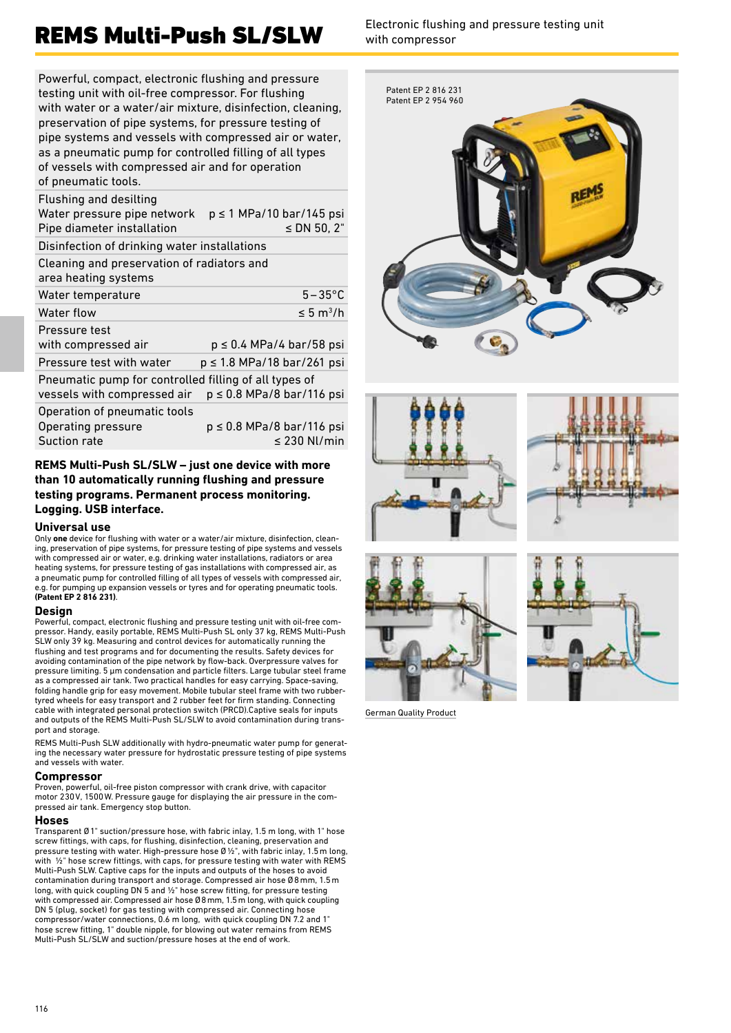# REMS Multi-Push SL/SLW

Electronic flushing and pressure testing unit with compressor

| Powerful, compact, electronic flushing and pressure testing unit with oil-free compressor. For flushing with water or a water/air mixture, disinfection, cleaning, preservation of pipe systems, for pressure testing of pipe systems and vessels with compressed air or water, as a pneumatic pump for controlled filling of all types of vessels with compressed air and for operation of pneumatic tools. | |
|---|---|
| Flushing and desilting | |
| Water pressure pipe network | p ≤ 1 MPa/10 bar/145 psi |
| Pipe diameter installation | ≤ DN 50, 2" |
| Disinfection of drinking water installations | |
| Cleaning and preservation of radiators and area heating systems | |
| Water temperature | 5 – 35°C |
| Water flow | ≤ 5 m³/h |
| Pressure test with compressed air | p ≤ 0.4 MPa/4 bar/58 psi |
| Pressure test with water | p ≤ 1.8 MPa/18 bar/261 psi |
| Pneumatic pump for controlled filling of all types of vessels with compressed air | p ≤ 0.8 MPa/8 bar/116 psi |
| Operation of pneumatic tools | |
| Operating pressure | p ≤ 0.8 MPa/8 bar/116 psi |
| Suction rate | ≤ 230 Nl/min |

Patent EP 2 816 231
Patent EP 2 954 960

**REMS Multi-Push SL/SLW – just one device with more than 10 automatically running flushing and pressure testing programs. Permanent process monitoring. Logging. USB interface.**

### Universal use

Only **one** device for flushing with water or a water/air mixture, disinfection, cleaning, preservation of pipe systems, for pressure testing of pipe systems and vessels with compressed air or water, e.g. drinking water installations, radiators or area heating systems, for pressure testing of gas installations with compressed air, as a pneumatic pump for controlled filling of all types of vessels with compressed air, e.g. for pumping up expansion vessels or tyres and for operating pneumatic tools. **(Patent EP 2 816 231)**.

### Design

Powerful, compact, electronic flushing and pressure testing unit with oil-free compressor. Handy, easily portable, REMS Multi-Push SL only 37 kg, REMS Multi-Push SLW only 39 kg. Measuring and control devices for automatically running the flushing and test programs and for documenting the results. Safety devices for avoiding contamination of the pipe network by flow-back. Overpressure valves for pressure limiting. 5 µm condensation and particle filters. Large tubular steel frame as a compressed air tank. Two practical handles for easy carrying. Space-saving, folding handle grip for easy movement. Mobile tubular steel frame with two rubber-tyred wheels for easy transport and 2 rubber feet for firm standing. Connecting cable with integrated personal protection switch (PRCD).Captive seals for inputs and outputs of the REMS Multi-Push SL/SLW to avoid contamination during transport and storage.

REMS Multi-Push SLW additionally with hydro-pneumatic water pump for generating the necessary water pressure for hydrostatic pressure testing of pipe systems and vessels with water.

### Compressor

Proven, powerful, oil-free piston compressor with crank drive, with capacitor motor 230 V, 1500 W. Pressure gauge for displaying the air pressure in the compressed air tank. Emergency stop button.

### Hoses

Transparent Ø 1" suction/pressure hose, with fabric inlay, 1.5 m long, with 1" hose screw fittings, with caps, for flushing, disinfection, cleaning, preservation and pressure testing with water. High-pressure hose Ø ½", with fabric inlay, 1.5 m long, with ½" hose screw fittings, with caps, for pressure testing with water with REMS Multi-Push SLW. Captive caps for the inputs and outputs of the hoses to avoid contamination during transport and storage. Compressed air hose Ø 8 mm, 1.5 m long, with quick coupling DN 5 and ½" hose screw fitting, for pressure testing with compressed air. Compressed air hose Ø 8 mm, 1.5 m long, with quick coupling DN 5 (plug, socket) for gas testing with compressed air. Connecting hose compressor/water connections, 0.6 m long, with quick coupling DN 7.2 and 1" hose screw fitting, 1" double nipple, for blowing out water remains from REMS Multi-Push SL/SLW and suction/pressure hoses at the end of work.

German Quality Product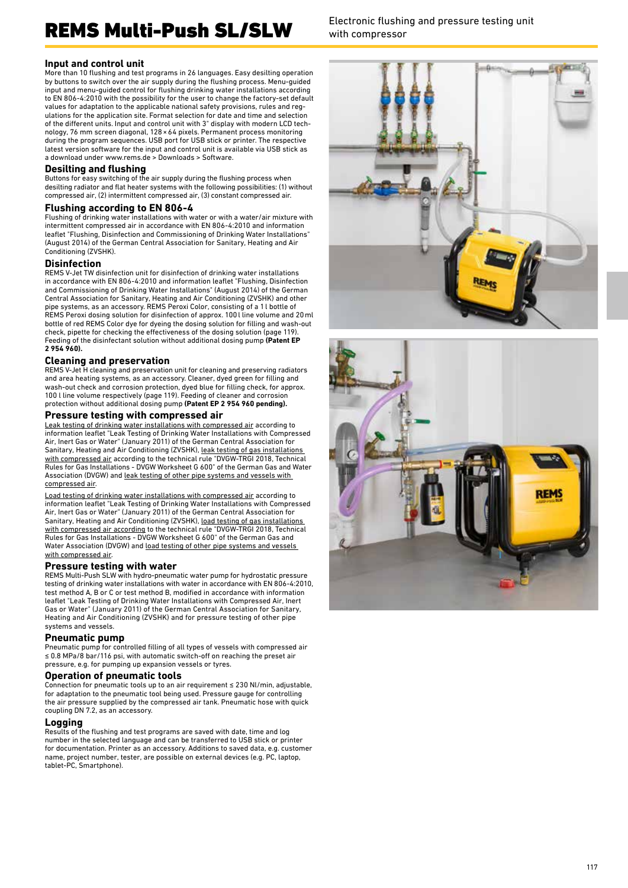# REMS Multi-Push SL/SLW

Electronic flushing and pressure testing unit with compressor

### Input and control unit

More than 10 flushing and test programs in 26 languages. Easy desilting operation by buttons to switch over the air supply during the flushing process. Menu-guided input and menu-guided control for flushing drinking water installations according to EN 806-4:2010 with the possibility for the user to change the factory-set default values for adaptation to the applicable national safety provisions, rules and regulations for the application site. Format selection for date and time and selection of the different units. Input and control unit with 3" display with modern LCD technology, 76 mm screen diagonal, 128 × 64 pixels. Permanent process monitoring during the program sequences. USB port for USB stick or printer. The respective latest version software for the input and control unit is available via USB stick as a download under www.rems.de > Downloads > Software.

### Desilting and flushing

Buttons for easy switching of the air supply during the flushing process when desilting radiator and flat heater systems with the following possibilities: (1) without compressed air, (2) intermittent compressed air, (3) constant compressed air.

### Flushing according to EN 806-4

Flushing of drinking water installations with water or with a water/air mixture with intermittent compressed air in accordance with EN 806-4:2010 and information leaflet "Flushing, Disinfection and Commissioning of Drinking Water Installations" (August 2014) of the German Central Association for Sanitary, Heating and Air Conditioning (ZVSHK).

### Disinfection

REMS V-Jet TW disinfection unit for disinfection of drinking water installations in accordance with EN 806-4:2010 and information leaflet "Flushing, Disinfection and Commissioning of Drinking Water Installations" (August 2014) of the German Central Association for Sanitary, Heating and Air Conditioning (ZVSHK) and other pipe systems, as an accessory. REMS Peroxi Color, consisting of a 1 l bottle of REMS Peroxi dosing solution for disinfection of approx. 100 l line volume and 20 ml bottle of red REMS Color dye for dyeing the dosing solution for filling and wash-out check, pipette for checking the effectiveness of the dosing solution (page 119). Feeding of the disinfectant solution without additional dosing pump **(Patent EP 2 954 960).**

### Cleaning and preservation

REMS V-Jet H cleaning and preservation unit for cleaning and preserving radiators and area heating systems, as an accessory. Cleaner, dyed green for filling and wash-out check and corrosion protection, dyed blue for filling check, for approx. 100 l line volume respectively (page 119). Feeding of cleaner and corrosion protection without additional dosing pump **(Patent EP 2 954 960 pending).**

### Pressure testing with compressed air

Leak testing of drinking water installations with compressed air according to information leaflet "Leak Testing of Drinking Water Installations with Compressed Air, Inert Gas or Water" (January 2011) of the German Central Association for Sanitary, Heating and Air Conditioning (ZVSHK), leak testing of gas installations with compressed air according to the technical rule "DVGW-TRGI 2018, Technical Rules for Gas Installations - DVGW Worksheet G 600" of the German Gas and Water Association (DVGW) and leak testing of other pipe systems and vessels with compressed air.

Load testing of drinking water installations with compressed air according to information leaflet "Leak Testing of Drinking Water Installations with Compressed Air, Inert Gas or Water" (January 2011) of the German Central Association for Sanitary, Heating and Air Conditioning (ZVSHK), load testing of gas installations with compressed air according to the technical rule "DVGW-TRGI 2018, Technical Rules for Gas Installations - DVGW Worksheet G 600" of the German Gas and Water Association (DVGW) and load testing of other pipe systems and vessels with compressed air.

### Pressure testing with water

REMS Multi-Push SLW with hydro-pneumatic water pump for hydrostatic pressure testing of drinking water installations with water in accordance with EN 806-4:2010, test method A, B or C or test method B, modified in accordance with information leaflet "Leak Testing of Drinking Water Installations with Compressed Air, Inert Gas or Water" (January 2011) of the German Central Association for Sanitary, Heating and Air Conditioning (ZVSHK) and for pressure testing of other pipe systems and vessels.

### Pneumatic pump

Pneumatic pump for controlled filling of all types of vessels with compressed air ≤ 0.8 MPa/8 bar/116 psi, with automatic switch-off on reaching the preset air pressure, e.g. for pumping up expansion vessels or tyres.

### Operation of pneumatic tools

Connection for pneumatic tools up to an air requirement ≤ 230 Nl/min, adjustable, for adaptation to the pneumatic tool being used. Pressure gauge for controlling the air pressure supplied by the compressed air tank. Pneumatic hose with quick coupling DN 7.2, as an accessory.

### Logging

Results of the flushing and test programs are saved with date, time and log number in the selected language and can be transferred to USB stick or printer for documentation. Printer as an accessory. Additions to saved data, e.g. customer name, project number, tester, are possible on external devices (e.g. PC, laptop, tablet-PC, Smartphone).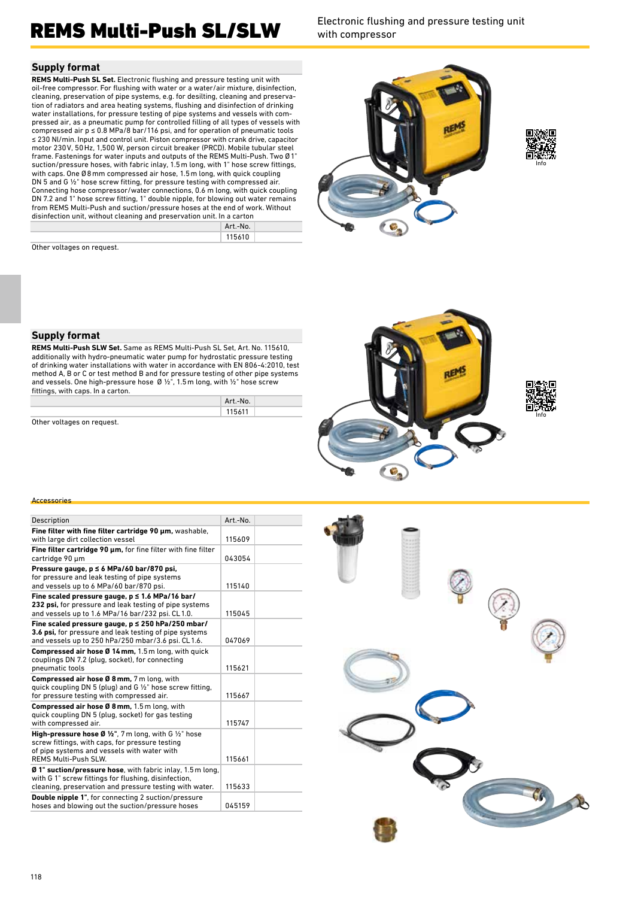# REMS Multi-Push SL/SLW

Electronic flushing and pressure testing unit with compressor

## Supply format

**REMS Multi-Push SL Set.** Electronic flushing and pressure testing unit with oil-free compressor. For flushing with water or a water/air mixture, disinfection, cleaning, preservation of pipe systems, e.g. for desilting, cleaning and preservation of radiators and area heating systems, flushing and disinfection of drinking water installations, for pressure testing of pipe systems and vessels with compressed air, as a pneumatic pump for controlled filling of all types of vessels with compressed air p ≤ 0.8 MPa/8 bar/116 psi, and for operation of pneumatic tools ≤ 230 Nl/min. Input and control unit. Piston compressor with crank drive, capacitor motor 230 V, 50 Hz, 1,500 W, person circuit breaker (PRCD). Mobile tubular steel frame. Fastenings for water inputs and outputs of the REMS Multi-Push. Two Ø 1" suction/pressure hoses, with fabric inlay, 1.5 m long, with 1" hose screw fittings, with caps. One Ø 8 mm compressed air hose, 1.5 m long, with quick coupling DN 5 and G ½" hose screw fitting, for pressure testing with compressed air. Connecting hose compressor/water connections, 0.6 m long, with quick coupling DN 7.2 and 1" hose screw fitting, 1" double nipple, for blowing out water remains from REMS Multi-Push and suction/pressure hoses at the end of work. Without disinfection unit, without cleaning and preservation unit. In a carton

| | Art.-No. | |
|---|---|---|
| | 115610 | |

Other voltages on request.

Info

## Supply format

**REMS Multi-Push SLW Set.** Same as REMS Multi-Push SL Set, Art. No. 115610, additionally with hydro-pneumatic water pump for hydrostatic pressure testing of drinking water installations with water in accordance with EN 806-4:2010, test method A, B or C or test method B and for pressure testing of other pipe systems and vessels. One high-pressure hose Ø ½", 1.5 m long, with ½" hose screw fittings, with caps. In a carton.

| | Art.-No. | |
|---|---|---|
| | 115611 | |

Other voltages on request.

Info

### Accessories

| Description | Art.-No. | |
|---|---|---|
| **Fine filter with fine filter cartridge 90 µm,** washable, with large dirt collection vessel | 115609 | |
| **Fine filter cartridge 90 µm,** for fine filter with fine filter cartridge 90 µm | 043054 | |
| **Pressure gauge, p ≤ 6 MPa/60 bar/870 psi,** for pressure and leak testing of pipe systems and vessels up to 6 MPa/60 bar/870 psi. | 115140 | |
| **Fine scaled pressure gauge, p ≤ 1.6 MPa/16 bar/232 psi,** for pressure and leak testing of pipe systems and vessels up to 1.6 MPa/16 bar/232 psi. CL 1.0. | 115045 | |
| **Fine scaled pressure gauge, p ≤ 250 hPa/250 mbar/3.6 psi,** for pressure and leak testing of pipe systems and vessels up to 250 hPa/250 mbar/3.6 psi. CL 1.6. | 047069 | |
| **Compressed air hose Ø 14 mm,** 1.5 m long, with quick couplings DN 7.2 (plug, socket), for connecting pneumatic tools | 115621 | |
| **Compressed air hose Ø 8 mm,** 7 m long, with quick coupling DN 5 (plug) and G ½" hose screw fitting, for pressure testing with compressed air. | 115667 | |
| **Compressed air hose Ø 8 mm,** 1.5 m long, with quick coupling DN 5 (plug, socket) for gas testing with compressed air. | 115747 | |
| **High-pressure hose Ø ½",** 7 m long, with G ½" hose screw fittings, with caps, for pressure testing of pipe systems and vessels with water with REMS Multi-Push SLW. | 115661 | |
| **Ø 1" suction/pressure hose,** with fabric inlay, 1.5 m long, with G 1" screw fittings for flushing, disinfection, cleaning, preservation and pressure testing with water. | 115633 | |
| **Double nipple 1",** for connecting 2 suction/pressure hoses and blowing out the suction/pressure hoses | 045159 | |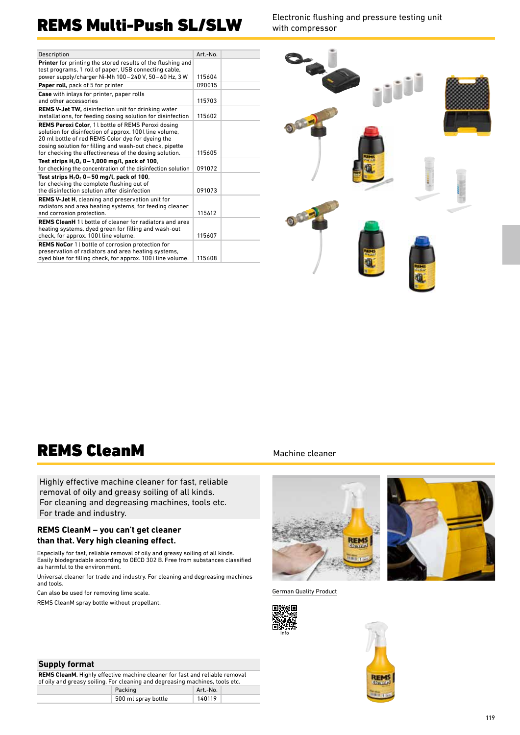# REMS Multi-Push SL/SLW

Electronic flushing and pressure testing unit with compressor

| Description | Art.-No. | |
|---|---|---|
| **Printer** for printing the stored results of the flushing and test programs, 1 roll of paper, USB connecting cable, power supply/charger Ni-Mh 100 – 240 V, 50 – 60 Hz, 3 W | 115604 | |
| **Paper roll,** pack of 5 for printer | 090015 | |
| **Case** with inlays for printer, paper rolls and other accessories | 115703 | |
| **REMS V-Jet TW,** disinfection unit for drinking water installations, for feeding dosing solution for disinfection | 115602 | |
| **REMS Peroxi Color**, 1 l bottle of REMS Peroxi dosing solution for disinfection of approx. 100 l line volume, 20 ml bottle of red REMS Color dye for dyeing the dosing solution for filling and wash-out check, pipette for checking the effectiveness of the dosing solution. | 115605 | |
| **Test strips $H_2O_2$ 0 – 1,000 mg/l, pack of 100**, for checking the concentration of the disinfection solution | 091072 | |
| **Test strips $H_2O_2$ 0 – 50 mg/l, pack of 100**, for checking the complete flushing out of the disinfection solution after disinfection | 091073 | |
| **REMS V-Jet H**, cleaning and preservation unit for radiators and area heating systems, for feeding cleaner and corrosion protection. | 115612 | |
| **REMS CleanH** 1 l bottle of cleaner for radiators and area heating systems, dyed green for filling and wash-out check, for approx. 100 l line volume. | 115607 | |
| **REMS NoCor** 1 l bottle of corrosion protection for preservation of radiators and area heating systems, dyed blue for filling check, for approx. 100 l line volume. | 115608 | |

# REMS CleanM

Machine cleaner

Highly effective machine cleaner for fast, reliable removal of oily and greasy soiling of all kinds. For cleaning and degreasing machines, tools etc. For trade and industry.

### REMS CleanM – you can't get cleaner than that. Very high cleaning effect.

Especially for fast, reliable removal of oily and greasy soiling of all kinds. Easily biodegradable according to OECD 302 B. Free from substances classified as harmful to the environment.

Universal cleaner for trade and industry. For cleaning and degreasing machines and tools.

Can also be used for removing lime scale.

REMS CleanM spray bottle without propellant.

German Quality Product

Info

## Supply format

**REMS CleanM.** Highly effective machine cleaner for fast and reliable removal of oily and greasy soiling. For cleaning and degreasing machines, tools etc.

| | Packing | Art.-No. | |
|---|---|---|---|
| | 500 ml spray bottle | 140119 | |